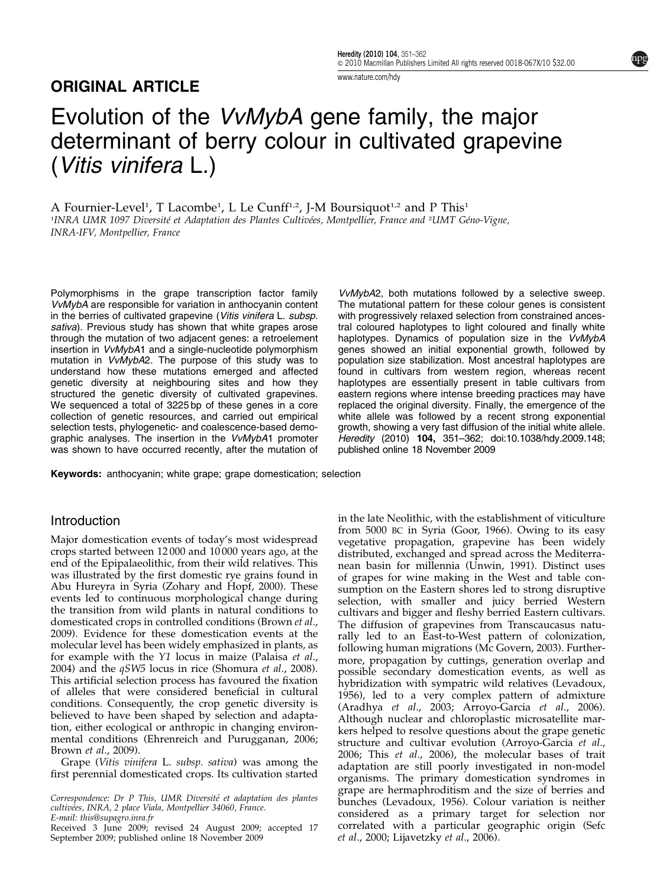## ORIGINAL ARTICLE

# Evolution of the *VvMybA* gene family, the major determinant of berry colour in cultivated grapevine (*Vitis vinifera* L.)

A Fournier-Level[1], T Lacombe[1], L Le Cunff[1,2], J-M Boursiquot[1,2] and P This[1]

[1]*INRA UMR 1097 Diversité et Adaptation des Plantes Cultivées, Montpellier, France and* [2]*UMT Géno-Vigne, INRA-IFV, Montpellier, France*

Polymorphisms in the grape transcription factor family *VvMybA* are responsible for variation in anthocyanin content in the berries of cultivated grapevine (*Vitis vinifera* L. *subsp. sativa*). Previous study has shown that white grapes arose through the mutation of two adjacent genes: a retroelement insertion in *VvMybA*1 and a single-nucleotide polymorphism mutation in *VvMybA*2. The purpose of this study was to understand how these mutations emerged and affected genetic diversity at neighbouring sites and how they structured the genetic diversity of cultivated grapevines. We sequenced a total of 3225 bp of these genes in a core collection of genetic resources, and carried out empirical selection tests, phylogenetic- and coalescence-based demographic analyses. The insertion in the *VvMybA*1 promoter was shown to have occurred recently, after the mutation of *VvMybA*2, both mutations followed by a selective sweep. The mutational pattern for these colour genes is consistent with progressively relaxed selection from constrained ancestral coloured haplotypes to light coloured and finally white haplotypes. Dynamics of population size in the *VvMybA* genes showed an initial exponential growth, followed by population size stabilization. Most ancestral haplotypes are found in cultivars from western region, whereas recent haplotypes are essentially present in table cultivars from eastern regions where intense breeding practices may have replaced the original diversity. Finally, the emergence of the white allele was followed by a recent strong exponential growth, showing a very fast diffusion of the initial white allele.
*Heredity* (2010) **104,** 351–362; doi:10.1038/hdy.2009.148; published online 18 November 2009

**Keywords:** anthocyanin; white grape; grape domestication; selection

## Introduction

Major domestication events of today's most widespread crops started between 12 000 and 10 000 years ago, at the end of the Epipalaeolithic, from their wild relatives. This was illustrated by the first domestic rye grains found in Abu Hureyra in Syria (Zohary and Hopf, 2000). These events led to continuous morphological change during the transition from wild plants in natural conditions to domesticated crops in controlled conditions (Brown *et al.*, 2009). Evidence for these domestication events at the molecular level has been widely emphasized in plants, as for example with the *Y1* locus in maize (Palaisa *et al.*, 2004) and the *qSW5* locus in rice (Shomura *et al.*, 2008). This artificial selection process has favoured the fixation of alleles that were considered beneficial in cultural conditions. Consequently, the crop genetic diversity is believed to have been shaped by selection and adaptation, either ecological or anthropic in changing environmental conditions (Ehrenreich and Purugganan, 2006; Brown *et al.*, 2009).

Grape (*Vitis vinifera* L. *subsp. sativa*) was among the first perennial domesticated crops. Its cultivation started in the late Neolithic, with the establishment of viticulture from 5000 BC in Syria (Goor, 1966). Owing to its easy vegetative propagation, grapevine has been widely distributed, exchanged and spread across the Mediterranean basin for millennia (Unwin, 1991). Distinct uses of grapes for wine making in the West and table consumption on the Eastern shores led to strong disruptive selection, with smaller and juicy berried Western cultivars and bigger and fleshy berried Eastern cultivars. The diffusion of grapevines from Transcaucasus naturally led to an East-to-West pattern of colonization, following human migrations (Mc Govern, 2003). Furthermore, propagation by cuttings, generation overlap and possible secondary domestication events, as well as hybridization with sympatric wild relatives (Levadoux, 1956), led to a very complex pattern of admixture (Aradhya *et al.*, 2003; Arroyo-Garcia *et al.*, 2006). Although nuclear and chloroplastic microsatellite markers helped to resolve questions about the grape genetic structure and cultivar evolution (Arroyo-Garcia *et al.*, 2006; This *et al.*, 2006), the molecular bases of trait adaptation are still poorly investigated in non-model organisms. The primary domestication syndromes in grape are hermaphroditism and the size of berries and bunches (Levadoux, 1956). Colour variation is neither considered as a primary target for selection nor correlated with a particular geographic origin (Sefc *et al.*, 2000; Lijavetzky *et al.*, 2006).

Correspondence: Dr P This, UMR Diversité et adaptation des plantes cultivées, INRA, 2 place Viala, Montpellier 34060, France.
E-mail: this@supagro.inra.fr

Received 3 June 2009; revised 24 August 2009; accepted 17 September 2009; published online 18 November 2009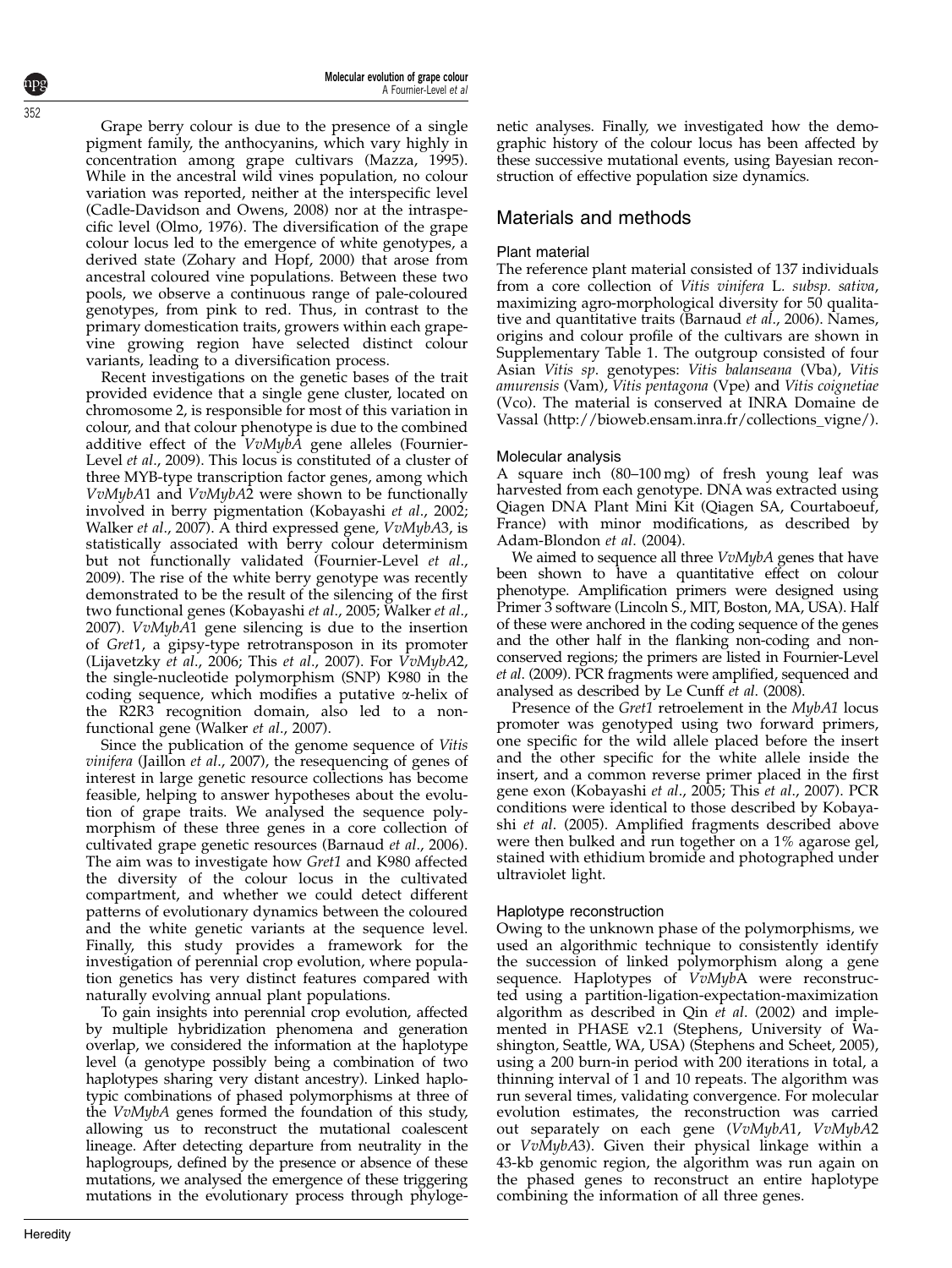Grape berry colour is due to the presence of a single pigment family, the anthocyanins, which vary highly in concentration among grape cultivars (Mazza, 1995). While in the ancestral wild vines population, no colour variation was reported, neither at the interspecific level (Cadle-Davidson and Owens, 2008) nor at the intraspecific level (Olmo, 1976). The diversification of the grape colour locus led to the emergence of white genotypes, a derived state (Zohary and Hopf, 2000) that arose from ancestral coloured vine populations. Between these two pools, we observe a continuous range of pale-coloured genotypes, from pink to red. Thus, in contrast to the primary domestication traits, growers within each grapevine growing region have selected distinct colour variants, leading to a diversification process.

Recent investigations on the genetic bases of the trait provided evidence that a single gene cluster, located on chromosome 2, is responsible for most of this variation in colour, and that colour phenotype is due to the combined additive effect of the *VvMybA* gene alleles (Fournier-Level *et al*., 2009). This locus is constituted of a cluster of three MYB-type transcription factor genes, among which *VvMybA*1 and *VvMybA*2 were shown to be functionally involved in berry pigmentation (Kobayashi *et al*., 2002; Walker *et al*., 2007). A third expressed gene, *VvMybA*3, is statistically associated with berry colour determinism but not functionally validated (Fournier-Level *et al*., 2009). The rise of the white berry genotype was recently demonstrated to be the result of the silencing of the first two functional genes (Kobayashi *et al*., 2005; Walker *et al*., 2007). *VvMybA*1 gene silencing is due to the insertion of *Gret*1, a gipsy-type retrotransposon in its promoter (Lijavetzky *et al*., 2006; This *et al*., 2007). For *VvMybA*2, the single-nucleotide polymorphism (SNP) K980 in the coding sequence, which modifies a putative α-helix of the R2R3 recognition domain, also led to a non-functional gene (Walker *et al*., 2007).

Since the publication of the genome sequence of *Vitis vinifera* (Jaillon *et al*., 2007), the resequencing of genes of interest in large genetic resource collections has become feasible, helping to answer hypotheses about the evolution of grape traits. We analysed the sequence polymorphism of these three genes in a core collection of cultivated grape genetic resources (Barnaud *et al*., 2006). The aim was to investigate how *Gret1* and K980 affected the diversity of the colour locus in the cultivated compartment, and whether we could detect different patterns of evolutionary dynamics between the coloured and the white genetic variants at the sequence level. Finally, this study provides a framework for the investigation of perennial crop evolution, where population genetics has very distinct features compared with naturally evolving annual plant populations.

To gain insights into perennial crop evolution, affected by multiple hybridization phenomena and generation overlap, we considered the information at the haplotype level (a genotype possibly being a combination of two haplotypes sharing very distant ancestry). Linked haplotypic combinations of phased polymorphisms at three of the *VvMybA* genes formed the foundation of this study, allowing us to reconstruct the mutational coalescent lineage. After detecting departure from neutrality in the haplogroups, defined by the presence or absence of these mutations, we analysed the emergence of these triggering mutations in the evolutionary process through phylogenetic analyses. Finally, we investigated how the demographic history of the colour locus has been affected by these successive mutational events, using Bayesian reconstruction of effective population size dynamics.

## Materials and methods

### Plant material

The reference plant material consisted of 137 individuals from a core collection of *Vitis vinifera* L. *subsp. sativa*, maximizing agro-morphological diversity for 50 qualitative and quantitative traits (Barnaud *et al*., 2006). Names, origins and colour profile of the cultivars are shown in Supplementary Table 1. The outgroup consisted of four Asian *Vitis sp*. genotypes: *Vitis balanseana* (Vba), *Vitis amurensis* (Vam), *Vitis pentagona* (Vpe) and *Vitis coignetiae* (Vco). The material is conserved at INRA Domaine de Vassal (http://bioweb.ensam.inra.fr/collections_vigne/).

### Molecular analysis

A square inch (80–100 mg) of fresh young leaf was harvested from each genotype. DNA was extracted using Qiagen DNA Plant Mini Kit (Qiagen SA, Courtaboeuf, France) with minor modifications, as described by Adam-Blondon *et al*. (2004).

We aimed to sequence all three *VvMybA* genes that have been shown to have a quantitative effect on colour phenotype. Amplification primers were designed using Primer 3 software (Lincoln S., MIT, Boston, MA, USA). Half of these were anchored in the coding sequence of the genes and the other half in the flanking non-coding and non-conserved regions; the primers are listed in Fournier-Level *et al*. (2009). PCR fragments were amplified, sequenced and analysed as described by Le Cunff *et al*. (2008).

Presence of the *Gret1* retroelement in the *MybA1* locus promoter was genotyped using two forward primers, one specific for the wild allele placed before the insert and the other specific for the white allele inside the insert, and a common reverse primer placed in the first gene exon (Kobayashi *et al*., 2005; This *et al*., 2007). PCR conditions were identical to those described by Kobayashi *et al*. (2005). Amplified fragments described above were then bulked and run together on a 1% agarose gel, stained with ethidium bromide and photographed under ultraviolet light.

### Haplotype reconstruction

Owing to the unknown phase of the polymorphisms, we used an algorithmic technique to consistently identify the succession of linked polymorphism along a gene sequence. Haplotypes of *VvMyb*A were reconstructed using a partition-ligation-expectation-maximization algorithm as described in Qin *et al*. (2002) and implemented in PHASE v2.1 (Stephens, University of Washington, Seattle, WA, USA) (Stephens and Scheet, 2005), using a 200 burn-in period with 200 iterations in total, a thinning interval of 1 and 10 repeats. The algorithm was run several times, validating convergence. For molecular evolution estimates, the reconstruction was carried out separately on each gene (*VvMybA*1, *VvMybA*2 or *VvMybA*3). Given their physical linkage within a 43-kb genomic region, the algorithm was run again on the phased genes to reconstruct an entire haplotype combining the information of all three genes.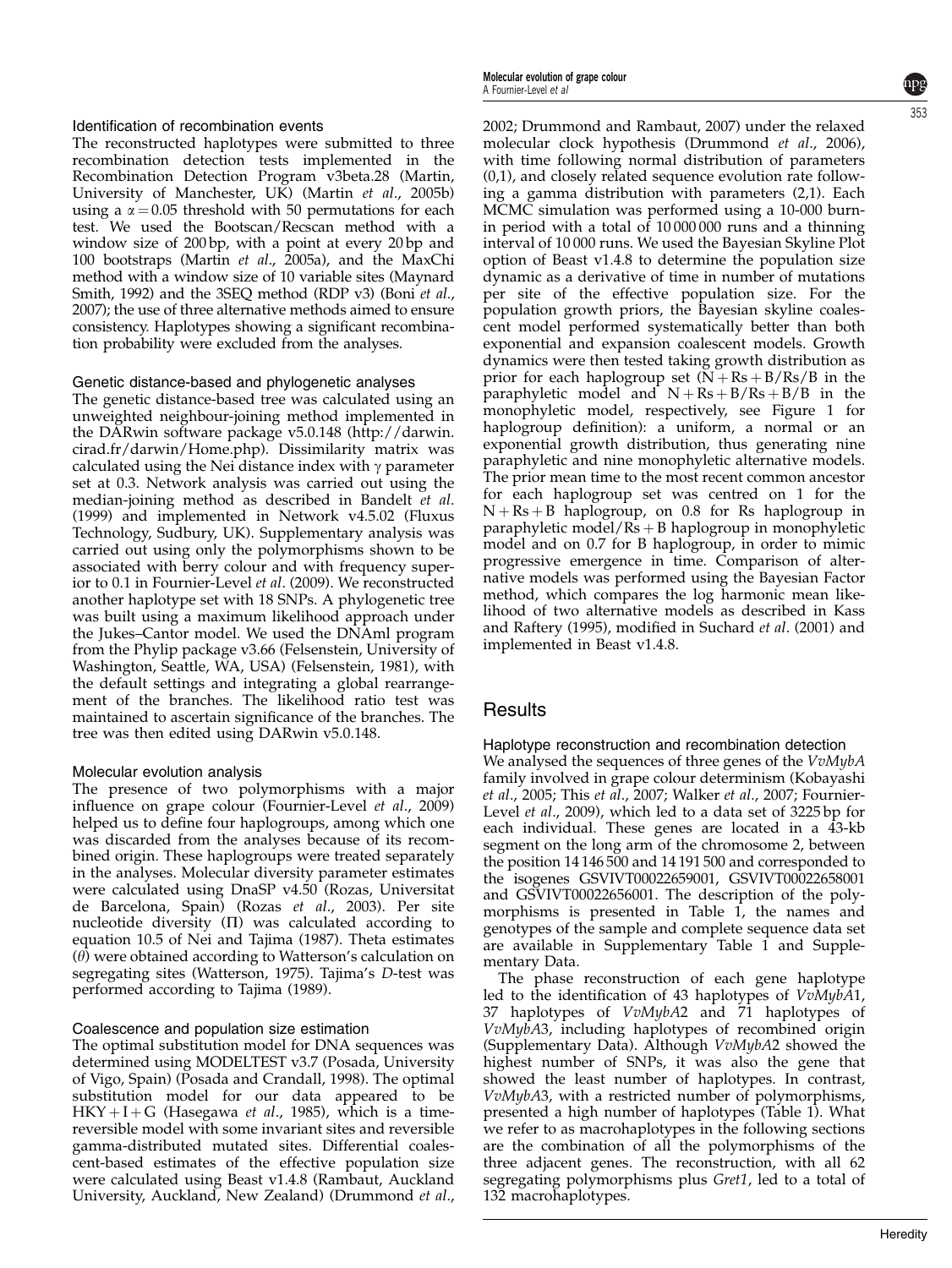### Identification of recombination events

The reconstructed haplotypes were submitted to three recombination detection tests implemented in the Recombination Detection Program v3beta.28 (Martin, University of Manchester, UK) (Martin *et al*., 2005b) using a $\alpha = 0.05$ threshold with 50 permutations for each test. We used the Bootscan/Recscan method with a window size of 200 bp, with a point at every 20 bp and 100 bootstraps (Martin *et al*., 2005a), and the MaxChi method with a window size of 10 variable sites (Maynard Smith, 1992) and the 3SEQ method (RDP v3) (Boni *et al*., 2007); the use of three alternative methods aimed to ensure consistency. Haplotypes showing a significant recombination probability were excluded from the analyses.

### Genetic distance-based and phylogenetic analyses

The genetic distance-based tree was calculated using an unweighted neighbour-joining method implemented in the DARwin software package v5.0.148 (http://darwin.cirad.fr/darwin/Home.php). Dissimilarity matrix was calculated using the Nei distance index with $\gamma$ parameter set at 0.3. Network analysis was carried out using the median-joining method as described in Bandelt *et al*. (1999) and implemented in Network v4.5.02 (Fluxus Technology, Sudbury, UK). Supplementary analysis was carried out using only the polymorphisms shown to be associated with berry colour and with frequency superior to 0.1 in Fournier-Level *et al*. (2009). We reconstructed another haplotype set with 18 SNPs. A phylogenetic tree was built using a maximum likelihood approach under the Jukes–Cantor model. We used the DNAml program from the Phylip package v3.66 (Felsenstein, University of Washington, Seattle, WA, USA) (Felsenstein, 1981), with the default settings and integrating a global rearrangement of the branches. The likelihood ratio test was maintained to ascertain significance of the branches. The tree was then edited using DARwin v5.0.148.

### Molecular evolution analysis

The presence of two polymorphisms with a major influence on grape colour (Fournier-Level *et al*., 2009) helped us to define four haplogroups, among which one was discarded from the analyses because of its recombined origin. These haplogroups were treated separately in the analyses. Molecular diversity parameter estimates were calculated using DnaSP v4.50 (Rozas, Universitat de Barcelona, Spain) (Rozas *et al*., 2003). Per site nucleotide diversity ($\Pi$) was calculated according to equation 10.5 of Nei and Tajima (1987). Theta estimates ($\theta$) were obtained according to Watterson's calculation on segregating sites (Watterson, 1975). Tajima's *D*-test was performed according to Tajima (1989).

### Coalescence and population size estimation

The optimal substitution model for DNA sequences was determined using MODELTEST v3.7 (Posada, University of Vigo, Spain) (Posada and Crandall, 1998). The optimal substitution model for our data appeared to be HKY + I + G (Hasegawa *et al*., 1985), which is a time-reversible model with some invariant sites and reversible gamma-distributed mutated sites. Differential coalescent-based estimates of the effective population size were calculated using Beast v1.4.8 (Rambaut, Auckland University, Auckland, New Zealand) (Drummond *et al*., 2002; Drummond and Rambaut, 2007) under the relaxed molecular clock hypothesis (Drummond *et al*., 2006), with time following normal distribution of parameters (0,1), and closely related sequence evolution rate following a gamma distribution with parameters (2,1). Each MCMC simulation was performed using a 10-000 burn-in period with a total of 10 000 000 runs and a thinning interval of 10 000 runs. We used the Bayesian Skyline Plot option of Beast v1.4.8 to determine the population size dynamic as a derivative of time in number of mutations per site of the effective population size. For the population growth priors, the Bayesian skyline coalescent model performed systematically better than both exponential and expansion coalescent models. Growth dynamics were then tested taking growth distribution as prior for each haplogroup set (N + Rs + B/Rs/B in the paraphyletic model and N + Rs + B/Rs + B/B in the monophyletic model, respectively, see Figure 1 for haplogroup definition): a uniform, a normal or an exponential growth distribution, thus generating nine paraphyletic and nine monophyletic alternative models. The prior mean time to the most recent common ancestor for each haplogroup set was centred on 1 for the N + Rs + B haplogroup, on 0.8 for Rs haplogroup in paraphyletic model/Rs + B haplogroup in monophyletic model and on 0.7 for B haplogroup, in order to mimic progressive emergence in time. Comparison of alternative models was performed using the Bayesian Factor method, which compares the log harmonic mean likelihood of two alternative models as described in Kass and Raftery (1995), modified in Suchard *et al*. (2001) and implemented in Beast v1.4.8.

## Results

### Haplotype reconstruction and recombination detection

We analysed the sequences of three genes of the *VvMybA* family involved in grape colour determinism (Kobayashi *et al*., 2005; This *et al*., 2007; Walker *et al*., 2007; Fournier-Level *et al*., 2009), which led to a data set of 3225 bp for each individual. These genes are located in a 43-kb segment on the long arm of the chromosome 2, between the position 14 146 500 and 14 191 500 and corresponded to the isogenes GSVIVT00022659001, GSVIVT00022658001 and GSVIVT00022656001. The description of the polymorphisms is presented in Table 1, the names and genotypes of the sample and complete sequence data set are available in Supplementary Table 1 and Supplementary Data.

The phase reconstruction of each gene haplotype led to the identification of 43 haplotypes of *VvMybA1*, 37 haplotypes of *VvMybA2* and 71 haplotypes of *VvMybA3*, including haplotypes of recombined origin (Supplementary Data). Although *VvMybA2* showed the highest number of SNPs, it was also the gene that showed the least number of haplotypes. In contrast, *VvMybA3*, with a restricted number of polymorphisms, presented a high number of haplotypes (Table 1). What we refer to as macrohaplotypes in the following sections are the combination of all the polymorphisms of the three adjacent genes. The reconstruction, with all 62 segregating polymorphisms plus *Gret1*, led to a total of 132 macrohaplotypes.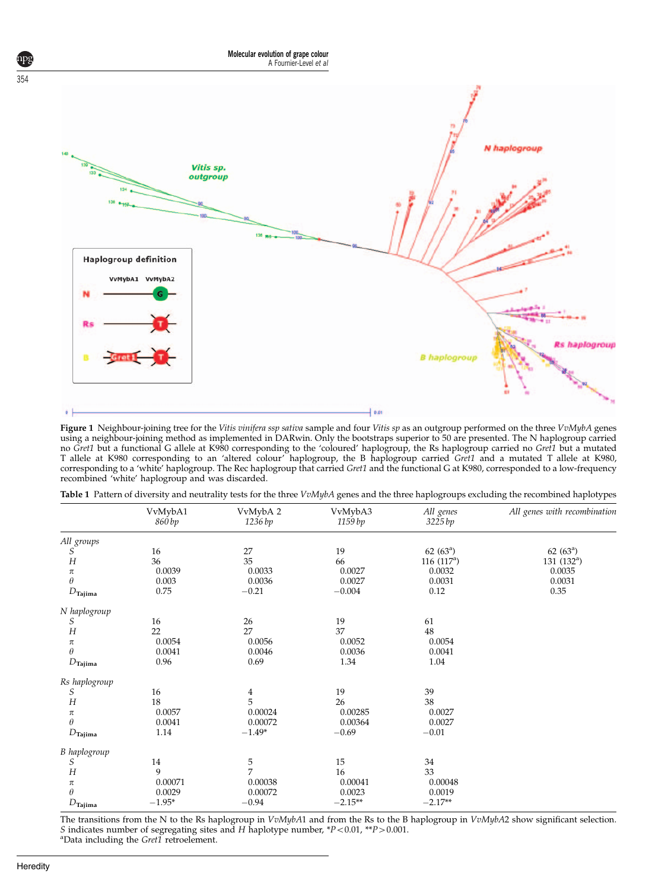**Figure 1** Neighbour-joining tree for the *Vitis vinifera ssp sativa* sample and four *Vitis sp* as an outgroup performed on the three *VvMybA* genes using a neighbour-joining method as implemented in DARwin. Only the bootstraps superior to 50 are presented. The N haplogroup carried no *Gret1* but a functional G allele at K980 corresponding to the 'coloured' haplogroup, the Rs haplogroup carried no *Gret1* but a mutated T allele at K980 corresponding to an 'altered colour' haplogroup, the B haplogroup carried *Gret1* and a mutated T allele at K980, corresponding to a 'white' haplogroup. The Rec haplogroup that carried *Gret1* and the functional G at K980, corresponded to a low-frequency recombined 'white' haplogroup and was discarded.

**Table 1** Pattern of diversity and neutrality tests for the three *VvMybA* genes and the three haplogroups excluding the recombined haplotypes

| | VvMybA1 860 bp | VvMybA 2 1236 bp | VvMybA3 1159 bp | *All genes* 3225 bp | *All genes with recombination* |
|---|---|---|---|---|---|
| *All groups* | | | | | |
| $S$ | 16 | 27 | 19 | 62 (63[a]) | 62 (63[a]) |
| $H$ | 36 | 35 | 66 | 116 (117[a]) | 131 (132[a]) |
| $\pi$ | 0.0039 | 0.0033 | 0.0027 | 0.0032 | 0.0035 |
| $\theta$ | 0.003 | 0.0036 | 0.0027 | 0.0031 | 0.0031 |
| $D_{Tajima}$ | 0.75 | −0.21 | −0.004 | 0.12 | 0.35 |
| *N haplogroup* | | | | | |
| $S$ | 16 | 26 | 19 | 61 | |
| $H$ | 22 | 27 | 37 | 48 | |
| $\pi$ | 0.0054 | 0.0056 | 0.0052 | 0.0054 | |
| $\theta$ | 0.0041 | 0.0046 | 0.0036 | 0.0041 | |
| $D_{Tajima}$ | 0.96 | 0.69 | 1.34 | 1.04 | |
| *Rs haplogroup* | | | | | |
| $S$ | 16 | 4 | 19 | 39 | |
| $H$ | 18 | 5 | 26 | 38 | |
| $\pi$ | 0.0057 | 0.00024 | 0.00285 | 0.0027 | |
| $\theta$ | 0.0041 | 0.00072 | 0.00364 | 0.0027 | |
| $D_{Tajima}$ | 1.14 | −1.49* | −0.69 | −0.01 | |
| *B haplogroup* | | | | | |
| $S$ | 14 | 5 | 15 | 34 | |
| $H$ | 9 | 7 | 16 | 33 | |
| $\pi$ | 0.00071 | 0.00038 | 0.00041 | 0.00048 | |
| $\theta$ | 0.0029 | 0.00072 | 0.0023 | 0.0019 | |
| $D_{Tajima}$ | −1.95* | −0.94 | −2.15** | −2.17** | |

The transitions from the N to the Rs haplogroup in *VvMybA1* and from the Rs to the B haplogroup in *VvMybA2* show significant selection. *S* indicates number of segregating sites and *H* haplotype number, \*$P<0.01$, \*\*$P>0.001$.
[a]Data including the *Gret1* retroelement.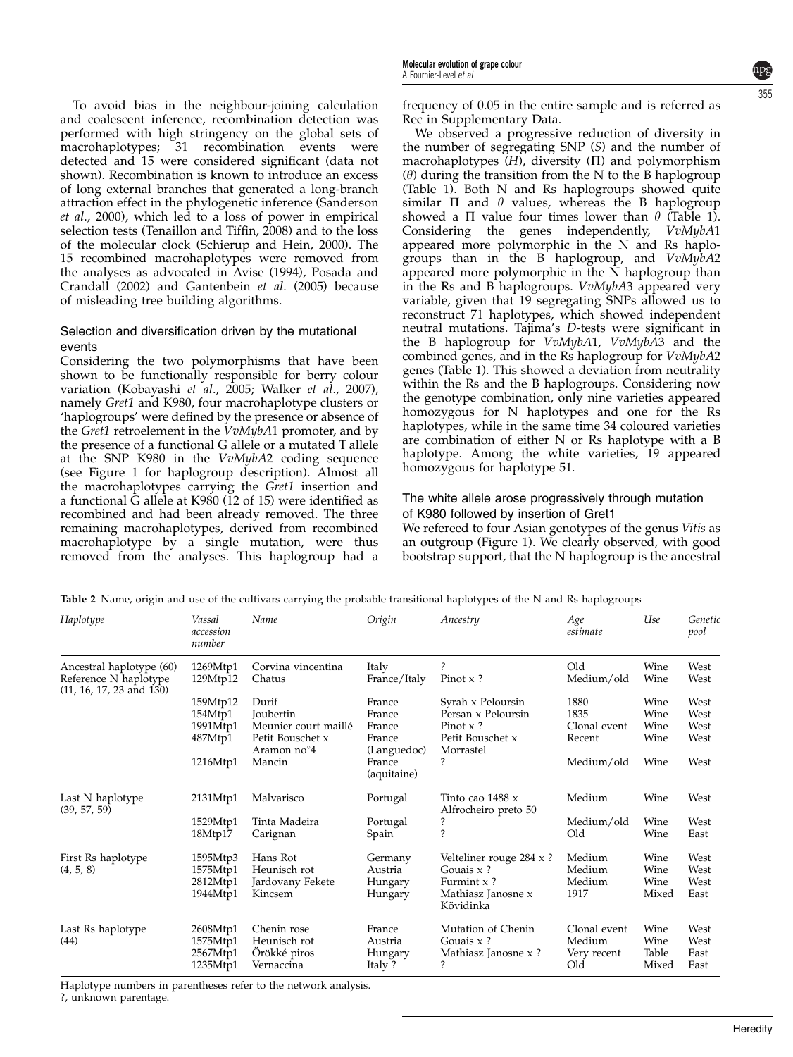To avoid bias in the neighbour-joining calculation and coalescent inference, recombination detection was performed with high stringency on the global sets of macrohaplotypes; 31 recombination events were detected and 15 were considered significant (data not shown). Recombination is known to introduce an excess of long external branches that generated a long-branch attraction effect in the phylogenetic inference (Sanderson *et al*., 2000), which led to a loss of power in empirical selection tests (Tenaillon and Tiffin, 2008) and to the loss of the molecular clock (Schierup and Hein, 2000). The 15 recombined macrohaplotypes were removed from the analyses as advocated in Avise (1994), Posada and Crandall (2002) and Gantenbein *et al*. (2005) because of misleading tree building algorithms.

### Selection and diversification driven by the mutational events

Considering the two polymorphisms that have been shown to be functionally responsible for berry colour variation (Kobayashi *et al*., 2005; Walker *et al*., 2007), namely *Gret1* and K980, four macrohaplotype clusters or 'haplogroups' were defined by the presence or absence of the *Gret1* retroelement in the *VvMybA*1 promoter, and by the presence of a functional G allele or a mutated T allele at the SNP K980 in the *VvMybA*2 coding sequence (see Figure 1 for haplogroup description). Almost all the macrohaplotypes carrying the *Gret1* insertion and a functional G allele at K980 (12 of 15) were identified as recombined and had been already removed. The three remaining macrohaplotypes, derived from recombined macrohaplotype by a single mutation, were thus removed from the analyses. This haplogroup had a frequency of 0.05 in the entire sample and is referred as Rec in Supplementary Data.

We observed a progressive reduction of diversity in the number of segregating SNP ($S$) and the number of macrohaplotypes ($H$), diversity ($\Pi$) and polymorphism ($\theta$) during the transition from the N to the B haplogroup (Table 1). Both N and Rs haplogroups showed quite similar $\Pi$ and $\theta$ values, whereas the B haplogroup showed a $\Pi$ value four times lower than $\theta$ (Table 1). Considering the genes independently, *VvMybA*1 appeared more polymorphic in the N and Rs haplogroups than in the B haplogroup, and *VvMybA*2 appeared more polymorphic in the N haplogroup than in the Rs and B haplogroups. *VvMybA*3 appeared very variable, given that 19 segregating SNPs allowed us to reconstruct 71 haplotypes, which showed independent neutral mutations. Tajima's $D$-tests were significant in the B haplogroup for *VvMybA*1, *VvMybA*3 and the combined genes, and in the Rs haplogroup for *VvMybA*2 genes (Table 1). This showed a deviation from neutrality within the Rs and the B haplogroups. Considering now the genotype combination, only nine varieties appeared homozygous for N haplotypes and one for the Rs haplotypes, while in the same time 34 coloured varieties are combination of either N or Rs haplotype with a B haplotype. Among the white varieties, 19 appeared homozygous for haplotype 51.

### The white allele arose progressively through mutation of K980 followed by insertion of Gret1

We refereed to four Asian genotypes of the genus *Vitis* as an outgroup (Figure 1). We clearly observed, with good bootstrap support, that the N haplogroup is the ancestral

**Table 2** Name, origin and use of the cultivars carrying the probable transitional haplotypes of the N and Rs haplogroups

| *Haplotype* | *Vassal accession number* | *Name* | *Origin* | *Ancestry* | *Age estimate* | *Use* | *Genetic pool* |
|---|---|---|---|---|---|---|---|
| Ancestral haplotype (60) | 1269Mtp1 | Corvina vincentina | Italy | ? | Old | Wine | West |
| Reference N haplotype (11, 16, 17, 23 and 130) | 129Mtp12 | Chatus | France/Italy | Pinot x ? | Medium/old | Wine | West |
| | 159Mtp12 | Durif | France | Syrah x Peloursin | 1880 | Wine | West |
| | 154Mtp1 | Joubertin | France | Persan x Peloursin | 1835 | Wine | West |
| | 1991Mtp1 | Meunier court maillé | France | Pinot x ? | Clonal event | Wine | West |
| | 487Mtp1 | Petit Bouschet x Aramon no°4 | France (Languedoc) | Petit Bouschet x Morrastel | Recent | Wine | West |
| | 1216Mtp1 | Mancin | France (aquitaine) | ? | Medium/old | Wine | West |
| Last N haplotype (39, 57, 59) | 2131Mtp1 | Malvarisco | Portugal | Tinto cao 1488 x Alfrocheiro preto 50 | Medium | Wine | West |
| | 1529Mtp1 | Tinta Madeira | Portugal | ? | Medium/old | Wine | West |
| | 18Mtp17 | Carignan | Spain | ? | Old | Wine | East |
| First Rs haplotype (4, 5, 8) | 1595Mtp3 | Hans Rot | Germany | Velteliner rouge 284 x ? | Medium | Wine | West |
| | 1575Mtp1 | Heunisch rot | Austria | Gouais x ? | Medium | Wine | West |
| | 2812Mtp1 | Jardovany Fekete | Hungary | Furmint x ? | Medium | Wine | West |
| | 1944Mtp1 | Kincsem | Hungary | Mathiasz Janosne x Kövidinka | 1917 | Mixed | East |
| Last Rs haplotype (44) | 2608Mtp1 | Chenin rose | France | Mutation of Chenin | Clonal event | Wine | West |
| | 1575Mtp1 | Heunisch rot | Austria | Gouais x ? | Medium | Wine | West |
| | 2567Mtp1 | Örökké piros | Hungary | Mathiasz Janosne x ? | Very recent | Table | East |
| | 1235Mtp1 | Vernaccina | Italy ? | ? | Old | Mixed | East |

Haplotype numbers in parentheses refer to the network analysis.
?, unknown parentage.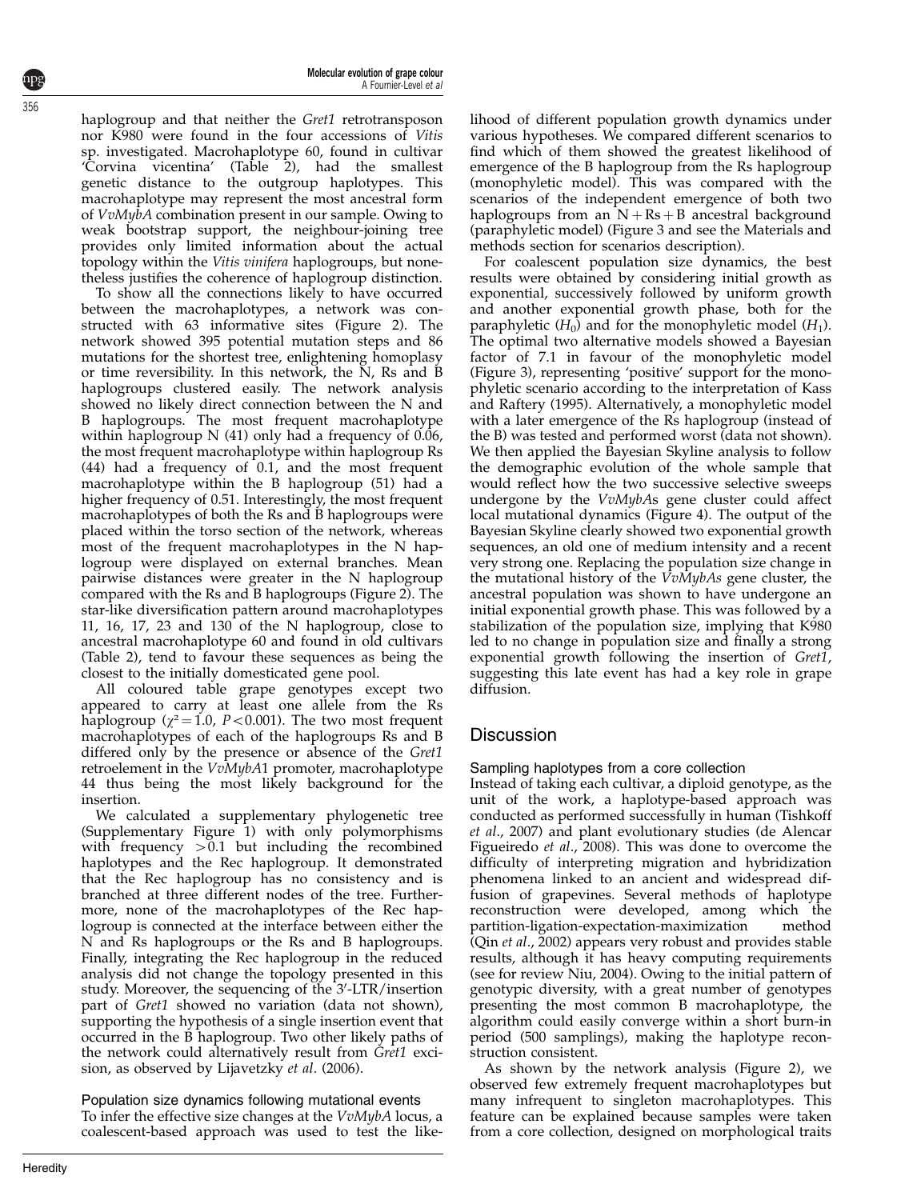haplogroup and that neither the *Gret1* retrotransposon nor K980 were found in the four accessions of *Vitis* sp. investigated. Macrohaplotype 60, found in cultivar 'Corvina vicentina' (Table 2), had the smallest genetic distance to the outgroup haplotypes. This macrohaplotype may represent the most ancestral form of *VvMybA* combination present in our sample. Owing to weak bootstrap support, the neighbour-joining tree provides only limited information about the actual topology within the *Vitis vinifera* haplogroups, but nonetheless justifies the coherence of haplogroup distinction.

To show all the connections likely to have occurred between the macrohaplotypes, a network was constructed with 63 informative sites (Figure 2). The network showed 395 potential mutation steps and 86 mutations for the shortest tree, enlightening homoplasy or time reversibility. In this network, the N, Rs and B haplogroups clustered easily. The network analysis showed no likely direct connection between the N and B haplogroups. The most frequent macrohaplotype within haplogroup N (41) only had a frequency of 0.06, the most frequent macrohaplotype within haplogroup Rs (44) had a frequency of 0.1, and the most frequent macrohaplotype within the B haplogroup (51) had a higher frequency of 0.51. Interestingly, the most frequent macrohaplotypes of both the Rs and B haplogroups were placed within the torso section of the network, whereas most of the frequent macrohaplotypes in the N haplogroup were displayed on external branches. Mean pairwise distances were greater in the N haplogroup compared with the Rs and B haplogroups (Figure 2). The star-like diversification pattern around macrohaplotypes 11, 16, 17, 23 and 130 of the N haplogroup, close to ancestral macrohaplotype 60 and found in old cultivars (Table 2), tend to favour these sequences as being the closest to the initially domesticated gene pool.

All coloured table grape genotypes except two appeared to carry at least one allele from the Rs haplogroup ($\chi^2 = 1.0$, $P < 0.001$). The two most frequent macrohaplotypes of each of the haplogroups Rs and B differed only by the presence or absence of the *Gret1* retroelement in the *VvMybA1* promoter, macrohaplotype 44 thus being the most likely background for the insertion.

We calculated a supplementary phylogenetic tree (Supplementary Figure 1) with only polymorphisms with frequency $>0.1$ but including the recombined haplotypes and the Rec haplogroup. It demonstrated that the Rec haplogroup has no consistency and is branched at three different nodes of the tree. Furthermore, none of the macrohaplotypes of the Rec haplogroup is connected at the interface between either the N and Rs haplogroups or the Rs and B haplogroups. Finally, integrating the Rec haplogroup in the reduced analysis did not change the topology presented in this study. Moreover, the sequencing of the 3′-LTR/insertion part of *Gret1* showed no variation (data not shown), supporting the hypothesis of a single insertion event that occurred in the B haplogroup. Two other likely paths of the network could alternatively result from *Gret1* excision, as observed by Lijavetzky *et al*. (2006).

### Population size dynamics following mutational events

To infer the effective size changes at the *VvMybA* locus, a coalescent-based approach was used to test the likelihood of different population growth dynamics under various hypotheses. We compared different scenarios to find which of them showed the greatest likelihood of emergence of the B haplogroup from the Rs haplogroup (monophyletic model). This was compared with the scenarios of the independent emergence of both two haplogroups from an N + Rs + B ancestral background (paraphyletic model) (Figure 3 and see the Materials and methods section for scenarios description).

For coalescent population size dynamics, the best results were obtained by considering initial growth as exponential, successively followed by uniform growth and another exponential growth phase, both for the paraphyletic ($H_0$) and for the monophyletic model ($H_1$). The optimal two alternative models showed a Bayesian factor of 7.1 in favour of the monophyletic model (Figure 3), representing 'positive' support for the monophyletic scenario according to the interpretation of Kass and Raftery (1995). Alternatively, a monophyletic model with a later emergence of the Rs haplogroup (instead of the B) was tested and performed worst (data not shown). We then applied the Bayesian Skyline analysis to follow the demographic evolution of the whole sample that would reflect how the two successive selective sweeps undergone by the *VvMybA*s gene cluster could affect local mutational dynamics (Figure 4). The output of the Bayesian Skyline clearly showed two exponential growth sequences, an old one of medium intensity and a recent very strong one. Replacing the population size change in the mutational history of the *VvMybAs* gene cluster, the ancestral population was shown to have undergone an initial exponential growth phase. This was followed by a stabilization of the population size, implying that K980 led to no change in population size and finally a strong exponential growth following the insertion of *Gret1*, suggesting this late event has had a key role in grape diffusion.

## Discussion

### Sampling haplotypes from a core collection

Instead of taking each cultivar, a diploid genotype, as the unit of the work, a haplotype-based approach was conducted as performed successfully in human (Tishkoff *et al*., 2007) and plant evolutionary studies (de Alencar Figueiredo *et al*., 2008). This was done to overcome the difficulty of interpreting migration and hybridization phenomena linked to an ancient and widespread diffusion of grapevines. Several methods of haplotype reconstruction were developed, among which the partition-ligation-expectation-maximization method (Qin *et al*., 2002) appears very robust and provides stable results, although it has heavy computing requirements (see for review Niu, 2004). Owing to the initial pattern of genotypic diversity, with a great number of genotypes presenting the most common B macrohaplotype, the algorithm could easily converge within a short burn-in period (500 samplings), making the haplotype reconstruction consistent.

As shown by the network analysis (Figure 2), we observed few extremely frequent macrohaplotypes but many infrequent to singleton macrohaplotypes. This feature can be explained because samples were taken from a core collection, designed on morphological traits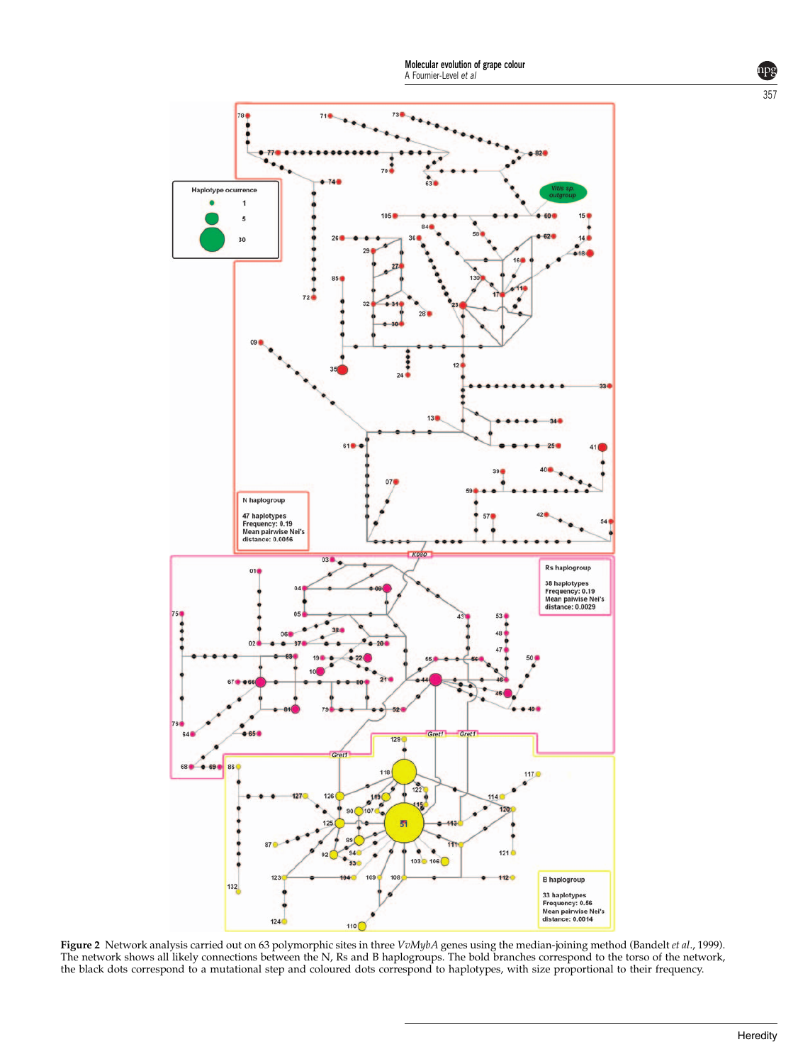**Figure 2** Network analysis carried out on 63 polymorphic sites in three *VvMybA* genes using the median-joining method (Bandelt *et al*, 1999). The network shows all likely connections between the N, Rs and B haplogroups. The bold branches correspond to the torso of the network, the black dots correspond to a mutational step and coloured dots correspond to haplotypes, with size proportional to their frequency.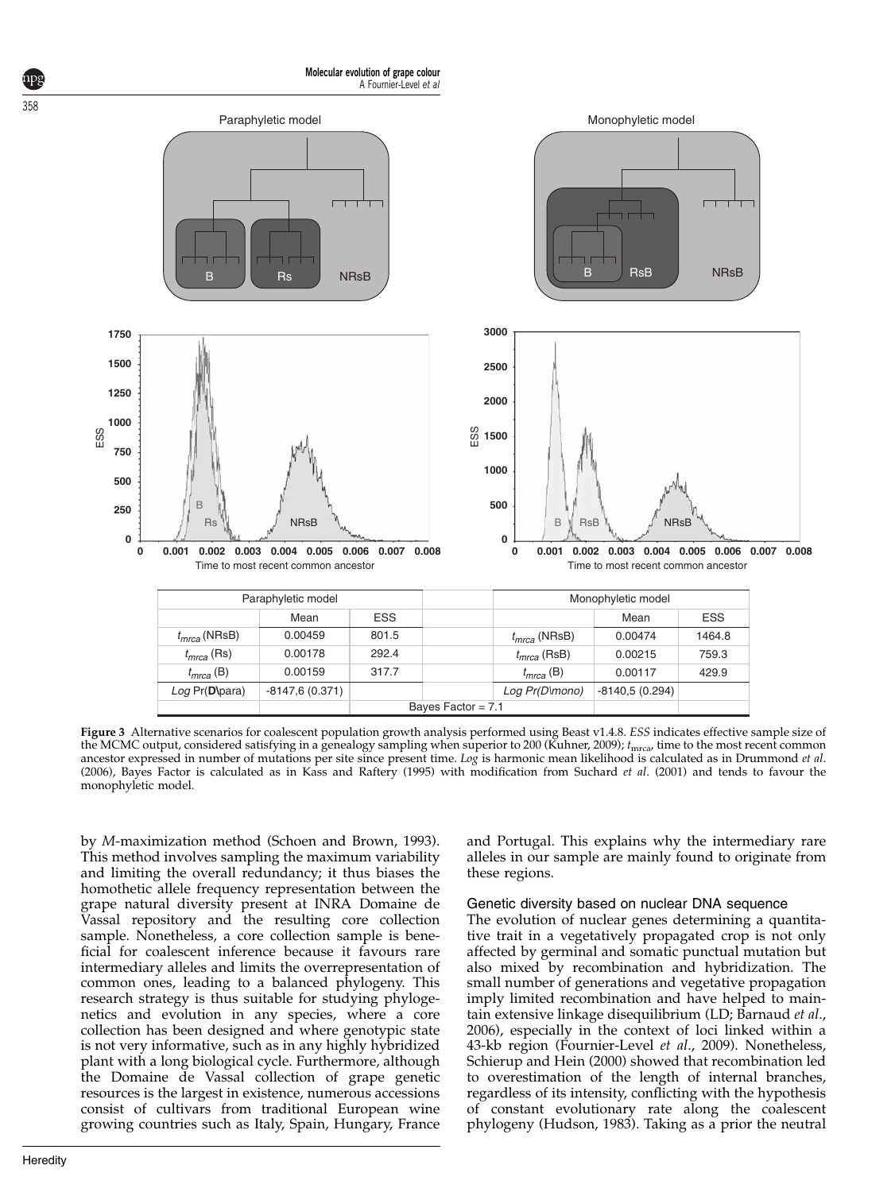| Paraphyletic model | | | | Monophyletic model | | |
|---|---|---|---|---|---|---|
| | Mean | ESS | | | Mean | ESS |
| $t_{mrca}$ (NRsB) | 0.00459 | 801.5 | | $t_{mrca}$ (NRsB) | 0.00474 | 1464.8 |
| $t_{mrca}$ (Rs) | 0.00178 | 292.4 | | $t_{mrca}$ (RsB) | 0.00215 | 759.3 |
| $t_{mrca}$ (B) | 0.00159 | 317.7 | | $t_{mrca}$ (B) | 0.00117 | 429.9 |
| *Log* Pr(**D**\para) | -8147,6 (0.371) | | | *Log Pr(D\mono)* | -8140,5 (0.294) | |
| | | | Bayes Factor = 7.1 | | | |

**Figure 3** Alternative scenarios for coalescent population growth analysis performed using Beast v1.4.8. *ESS* indicates effective sample size of the MCMC output, considered satisfying in a genealogy sampling when superior to 200 (Kuhner, 2009); $t_{mrca}$, time to the most recent common ancestor expressed in number of mutations per site since present time. *Log* is harmonic mean likelihood is calculated as in Drummond *et al*. (2006), Bayes Factor is calculated as in Kass and Raftery (1995) with modification from Suchard *et al*. (2001) and tends to favour the monophyletic model.

by *M*-maximization method (Schoen and Brown, 1993). This method involves sampling the maximum variability and limiting the overall redundancy; it thus biases the homothetic allele frequency representation between the grape natural diversity present at INRA Domaine de Vassal repository and the resulting core collection sample. Nonetheless, a core collection sample is beneficial for coalescent inference because it favours rare intermediary alleles and limits the overrepresentation of common ones, leading to a balanced phylogeny. This research strategy is thus suitable for studying phylogenetics and evolution in any species, where a core collection has been designed and where genotypic state is not very informative, such as in any highly hybridized plant with a long biological cycle. Furthermore, although the Domaine de Vassal collection of grape genetic resources is the largest in existence, numerous accessions consist of cultivars from traditional European wine growing countries such as Italy, Spain, Hungary, France and Portugal. This explains why the intermediary rare alleles in our sample are mainly found to originate from these regions.

### Genetic diversity based on nuclear DNA sequence

The evolution of nuclear genes determining a quantitative trait in a vegetatively propagated crop is not only affected by germinal and somatic punctual mutation but also mixed by recombination and hybridization. The small number of generations and vegetative propagation imply limited recombination and have helped to maintain extensive linkage disequilibrium (LD; Barnaud *et al*., 2006), especially in the context of loci linked within a 43-kb region (Fournier-Level *et al*., 2009). Nonetheless, Schierup and Hein (2000) showed that recombination led to overestimation of the length of internal branches, regardless of its intensity, conflicting with the hypothesis of constant evolutionary rate along the coalescent phylogeny (Hudson, 1983). Taking as a prior the neutral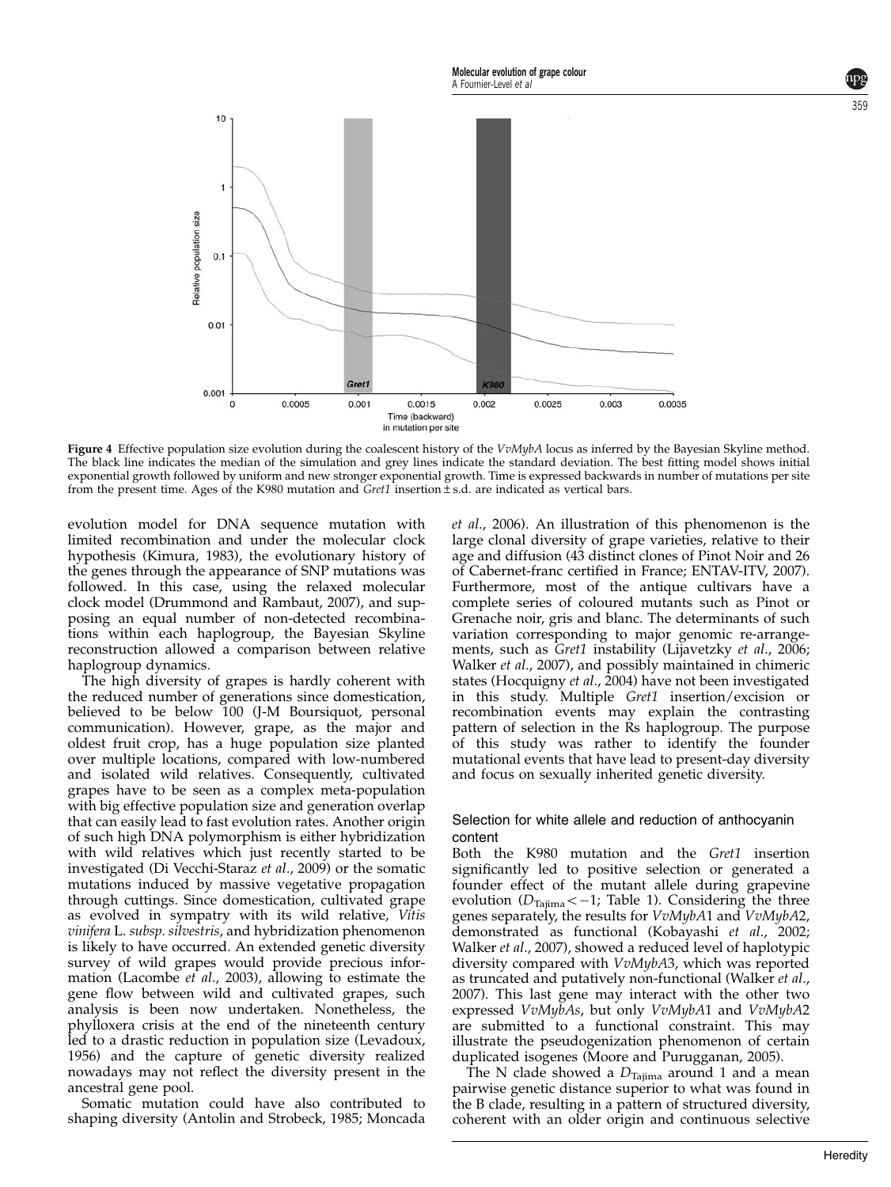Figure 4 Effective population size evolution during the coalescent history of the *VvMybA* locus as inferred by the Bayesian Skyline method. The black line indicates the median of the simulation and grey lines indicate the standard deviation. The best fitting model shows initial exponential growth followed by uniform and new stronger exponential growth. Time is expressed backwards in number of mutations per site from the present time. Ages of the K980 mutation and *Gret1* insertion ± s.d. are indicated as vertical bars.

evolution model for DNA sequence mutation with limited recombination and under the molecular clock hypothesis (Kimura, 1983), the evolutionary history of the genes through the appearance of SNP mutations was followed. In this case, using the relaxed molecular clock model (Drummond and Rambaut, 2007), and supposing an equal number of non-detected recombinations within each haplogroup, the Bayesian Skyline reconstruction allowed a comparison between relative haplogroup dynamics.

The high diversity of grapes is hardly coherent with the reduced number of generations since domestication, believed to be below 100 (J-M Boursiquot, personal communication). However, grape, as the major and oldest fruit crop, has a huge population size planted over multiple locations, compared with low-numbered and isolated wild relatives. Consequently, cultivated grapes have to be seen as a complex meta-population with big effective population size and generation overlap that can easily lead to fast evolution rates. Another origin of such high DNA polymorphism is either hybridization with wild relatives which just recently started to be investigated (Di Vecchi-Staraz *et al*., 2009) or the somatic mutations induced by massive vegetative propagation through cuttings. Since domestication, cultivated grape as evolved in sympatry with its wild relative, *Vitis vinifera* L. *subsp. silvestris*, and hybridization phenomenon is likely to have occurred. An extended genetic diversity survey of wild grapes would provide precious information (Lacombe *et al*., 2003), allowing to estimate the gene flow between wild and cultivated grapes, such analysis is been now undertaken. Nonetheless, the phylloxera crisis at the end of the nineteenth century led to a drastic reduction in population size (Levadoux, 1956) and the capture of genetic diversity realized nowadays may not reflect the diversity present in the ancestral gene pool.

Somatic mutation could have also contributed to shaping diversity (Antolin and Strobeck, 1985; Moncada *et al*., 2006). An illustration of this phenomenon is the large clonal diversity of grape varieties, relative to their age and diffusion (43 distinct clones of Pinot Noir and 26 of Cabernet-franc certified in France; ENTAV-ITV, 2007). Furthermore, most of the antique cultivars have a complete series of coloured mutants such as Pinot or Grenache noir, gris and blanc. The determinants of such variation corresponding to major genomic re-arrangements, such as *Gret1* instability (Lijavetzky *et al*., 2006; Walker *et al*., 2007), and possibly maintained in chimeric states (Hocquigny *et al*., 2004) have not been investigated in this study. Multiple *Gret1* insertion/excision or recombination events may explain the contrasting pattern of selection in the Rs haplogroup. The purpose of this study was rather to identify the founder mutational events that have lead to present-day diversity and focus on sexually inherited genetic diversity.

### Selection for white allele and reduction of anthocyanin content

Both the K980 mutation and the *Gret1* insertion significantly led to positive selection or generated a founder effect of the mutant allele during grapevine evolution ($D_{\mathrm{Tajima}} < -1$; Table 1). Considering the three genes separately, the results for *VvMybA1* and *VvMybA2*, demonstrated as functional (Kobayashi *et al*., 2002; Walker *et al*., 2007), showed a reduced level of haplotypic diversity compared with *VvMybA3*, which was reported as truncated and putatively non-functional (Walker *et al*., 2007). This last gene may interact with the other two expressed *VvMybAs*, but only *VvMybA1* and *VvMybA2* are submitted to a functional constraint. This may illustrate the pseudogenization phenomenon of certain duplicated isogenes (Moore and Purugganan, 2005).

The N clade showed a $D_{\mathrm{Tajima}}$ around 1 and a mean pairwise genetic distance superior to what was found in the B clade, resulting in a pattern of structured diversity, coherent with an older origin and continuous selective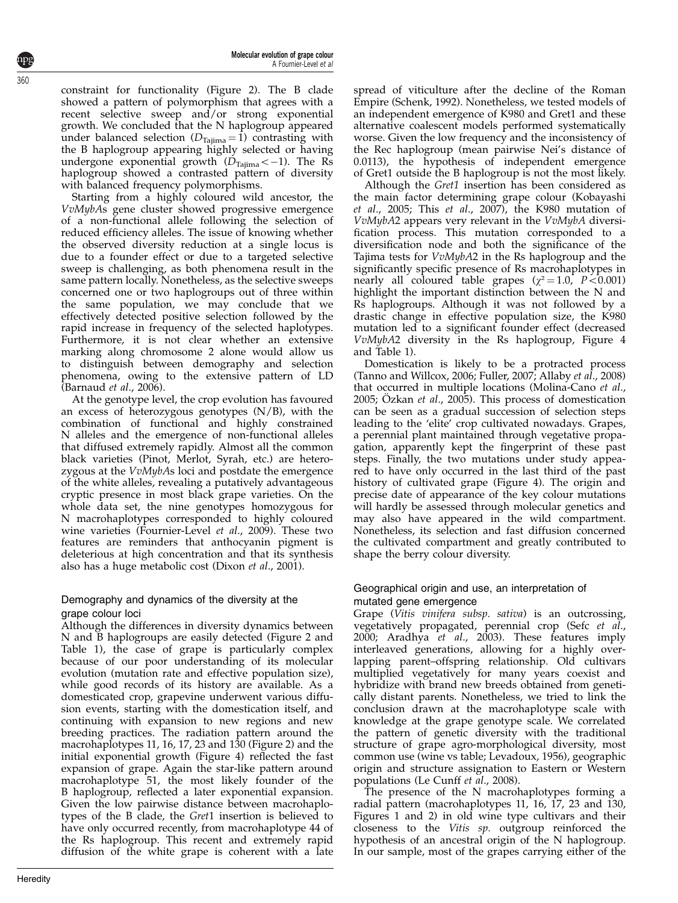constraint for functionality (Figure 2). The B clade showed a pattern of polymorphism that agrees with a recent selective sweep and/or strong exponential growth. We concluded that the N haplogroup appeared under balanced selection ($D_{Tajima}=1$) contrasting with the B haplogroup appearing highly selected or having undergone exponential growth ($D_{Tajima}<-1$). The Rs haplogroup showed a contrasted pattern of diversity with balanced frequency polymorphisms.

Starting from a highly coloured wild ancestor, the *VvMybAs* gene cluster showed progressive emergence of a non-functional allele following the selection of reduced efficiency alleles. The issue of knowing whether the observed diversity reduction at a single locus is due to a founder effect or due to a targeted selective sweep is challenging, as both phenomena result in the same pattern locally. Nonetheless, as the selective sweeps concerned one or two haplogroups out of three within the same population, we may conclude that we effectively detected positive selection followed by the rapid increase in frequency of the selected haplotypes. Furthermore, it is not clear whether an extensive marking along chromosome 2 alone would allow us to distinguish between demography and selection phenomena, owing to the extensive pattern of LD (Barnaud *et al*., 2006).

At the genotype level, the crop evolution has favoured an excess of heterozygous genotypes (N/B), with the combination of functional and highly constrained N alleles and the emergence of non-functional alleles that diffused extremely rapidly. Almost all the common black varieties (Pinot, Merlot, Syrah, etc.) are heterozygous at the *VvMybAs* loci and postdate the emergence of the white alleles, revealing a putatively advantageous cryptic presence in most black grape varieties. On the whole data set, the nine genotypes homozygous for N macrohaplotypes corresponded to highly coloured wine varieties (Fournier-Level *et al*., 2009). These two features are reminders that anthocyanin pigment is deleterious at high concentration and that its synthesis also has a huge metabolic cost (Dixon *et al*., 2001).

### Demography and dynamics of the diversity at the grape colour loci

Although the differences in diversity dynamics between N and B haplogroups are easily detected (Figure 2 and Table 1), the case of grape is particularly complex because of our poor understanding of its molecular evolution (mutation rate and effective population size), while good records of its history are available. As a domesticated crop, grapevine underwent various diffusion events, starting with the domestication itself, and continuing with expansion to new regions and new breeding practices. The radiation pattern around the macrohaplotypes 11, 16, 17, 23 and 130 (Figure 2) and the initial exponential growth (Figure 4) reflected the fast expansion of grape. Again the star-like pattern around macrohaplotype 51, the most likely founder of the B haplogroup, reflected a later exponential expansion. Given the low pairwise distance between macrohaplotypes of the B clade, the *Gret*1 insertion is believed to have only occurred recently, from macrohaplotype 44 of the Rs haplogroup. This recent and extremely rapid diffusion of the white grape is coherent with a late spread of viticulture after the decline of the Roman Empire (Schenk, 1992). Nonetheless, we tested models of an independent emergence of K980 and Gret1 and these alternative coalescent models performed systematically worse. Given the low frequency and the inconsistency of the Rec haplogroup (mean pairwise Nei's distance of 0.0113), the hypothesis of independent emergence of Gret1 outside the B haplogroup is not the most likely.

Although the *Gret1* insertion has been considered as the main factor determining grape colour (Kobayashi *et al*., 2005; This *et al*., 2007), the K980 mutation of *VvMybA*2 appears very relevant in the *VvMybA* diversification process. This mutation corresponded to a diversification node and both the significance of the Tajima tests for *VvMybA*2 in the Rs haplogroup and the significantly specific presence of Rs macrohaplotypes in nearly all coloured table grapes ($\chi^2=1.0$, $P<0.001$) highlight the important distinction between the N and Rs haplogroups. Although it was not followed by a drastic change in effective population size, the K980 mutation led to a significant founder effect (decreased *VvMybA*2 diversity in the Rs haplogroup, Figure 4 and Table 1).

Domestication is likely to be a protracted process (Tanno and Willcox, 2006; Fuller, 2007; Allaby *et al*., 2008) that occurred in multiple locations (Molina-Cano *et al*., 2005; Özkan *et al*., 2005). This process of domestication can be seen as a gradual succession of selection steps leading to the 'elite' crop cultivated nowadays. Grapes, a perennial plant maintained through vegetative propagation, apparently kept the fingerprint of these past steps. Finally, the two mutations under study appeared to have only occurred in the last third of the past history of cultivated grape (Figure 4). The origin and precise date of appearance of the key colour mutations will hardly be assessed through molecular genetics and may also have appeared in the wild compartment. Nonetheless, its selection and fast diffusion concerned the cultivated compartment and greatly contributed to shape the berry colour diversity.

### Geographical origin and use, an interpretation of mutated gene emergence

Grape (*Vitis vinifera subsp. sativa*) is an outcrossing, vegetatively propagated, perennial crop (Sefc *et al*., 2000; Aradhya *et al*., 2003). These features imply interleaved generations, allowing for a highly overlapping parent–offspring relationship. Old cultivars multiplied vegetatively for many years coexist and hybridize with brand new breeds obtained from genetically distant parents. Nonetheless, we tried to link the conclusion drawn at the macrohaplotype scale with knowledge at the grape genotype scale. We correlated the pattern of genetic diversity with the traditional structure of grape agro-morphological diversity, most common use (wine vs table; Levadoux, 1956), geographic origin and structure assignation to Eastern or Western populations (Le Cunff *et al*., 2008).

The presence of the N macrohaplotypes forming a radial pattern (macrohaplotypes 11, 16, 17, 23 and 130, Figures 1 and 2) in old wine type cultivars and their closeness to the *Vitis sp.* outgroup reinforced the hypothesis of an ancestral origin of the N haplogroup. In our sample, most of the grapes carrying either of the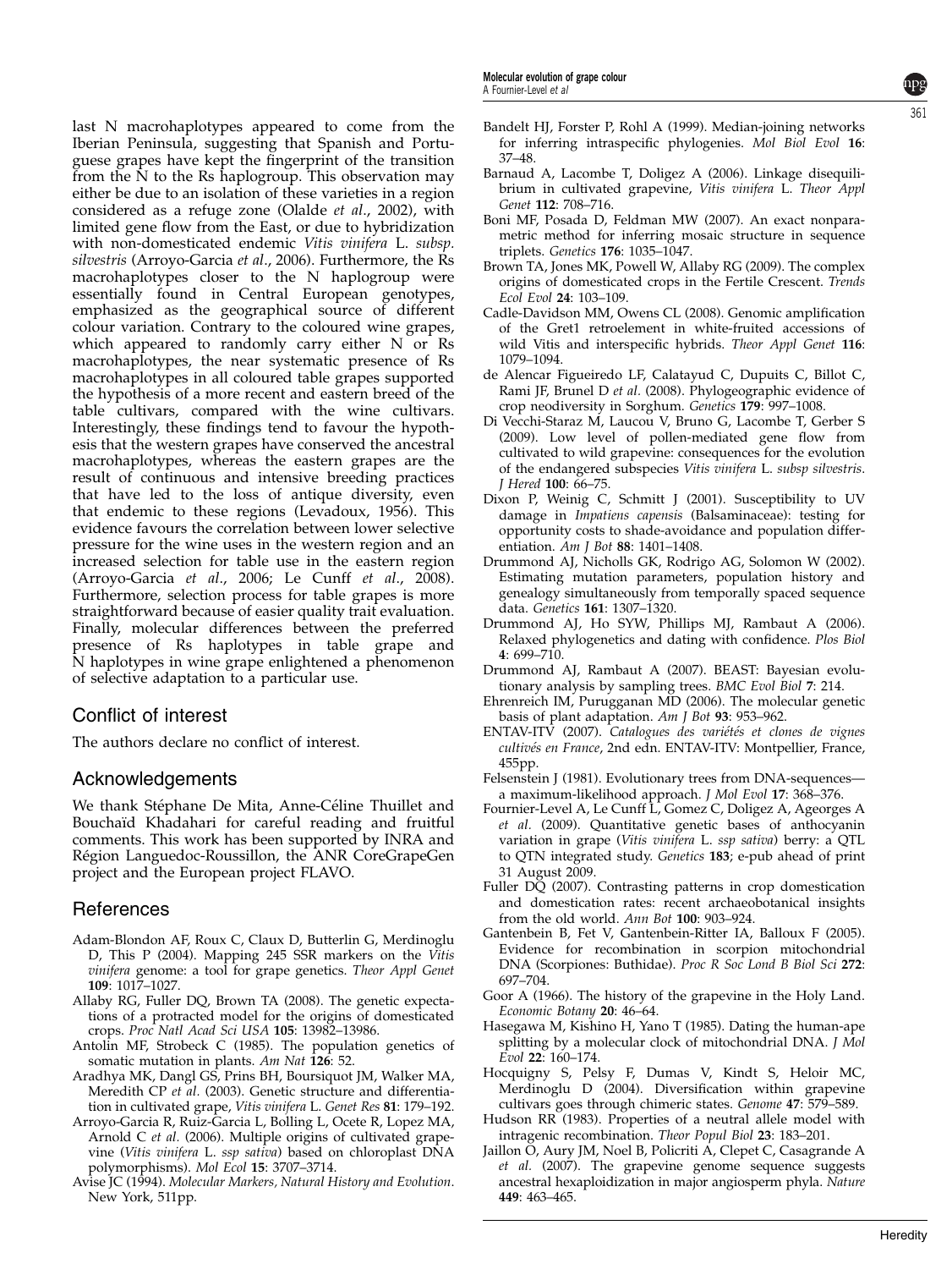last N macrohaplotypes appeared to come from the Iberian Peninsula, suggesting that Spanish and Portuguese grapes have kept the fingerprint of the transition from the N to the Rs haplogroup. This observation may either be due to an isolation of these varieties in a region considered as a refuge zone (Olalde *et al*., 2002), with limited gene flow from the East, or due to hybridization with non-domesticated endemic *Vitis vinifera* L. *subsp. silvestris* (Arroyo-Garcia *et al*., 2006). Furthermore, the Rs macrohaplotypes closer to the N haplogroup were essentially found in Central European genotypes, emphasized as the geographical source of different colour variation. Contrary to the coloured wine grapes, which appeared to randomly carry either N or Rs macrohaplotypes, the near systematic presence of Rs macrohaplotypes in all coloured table grapes supported the hypothesis of a more recent and eastern breed of the table cultivars, compared with the wine cultivars. Interestingly, these findings tend to favour the hypothesis that the western grapes have conserved the ancestral macrohaplotypes, whereas the eastern grapes are the result of continuous and intensive breeding practices that have led to the loss of antique diversity, even that endemic to these regions (Levadoux, 1956). This evidence favours the correlation between lower selective pressure for the wine uses in the western region and an increased selection for table use in the eastern region (Arroyo-Garcia *et al*., 2006; Le Cunff *et al*., 2008). Furthermore, selection process for table grapes is more straightforward because of easier quality trait evaluation. Finally, molecular differences between the preferred presence of Rs haplotypes in table grape and N haplotypes in wine grape enlightened a phenomenon of selective adaptation to a particular use.

## Conflict of interest

The authors declare no conflict of interest.

## Acknowledgements

We thank Stéphane De Mita, Anne-Céline Thuillet and Bouchaïd Khadahari for careful reading and fruitful comments. This work has been supported by INRA and Région Languedoc-Roussillon, the ANR CoreGrapeGen project and the European project FLAVO.

## References

Adam-Blondon AF, Roux C, Claux D, Butterlin G, Merdinoglu D, This P (2004). Mapping 245 SSR markers on the *Vitis vinifera* genome: a tool for grape genetics. *Theor Appl Genet* **109**: 1017–1027.

Allaby RG, Fuller DQ, Brown TA (2008). The genetic expectations of a protracted model for the origins of domesticated crops. *Proc Natl Acad Sci USA* **105**: 13982–13986.

Antolin MF, Strobeck C (1985). The population genetics of somatic mutation in plants. *Am Nat* **126**: 52.

Aradhya MK, Dangl GS, Prins BH, Boursiquot JM, Walker MA, Meredith CP *et al*. (2003). Genetic structure and differentiation in cultivated grape, *Vitis vinifera* L. *Genet Res* **81**: 179–192.

Arroyo-Garcia R, Ruiz-Garcia L, Bolling L, Ocete R, Lopez MA, Arnold C *et al*. (2006). Multiple origins of cultivated grapevine (*Vitis vinifera* L. *ssp sativa*) based on chloroplast DNA polymorphisms). *Mol Ecol* **15**: 3707–3714.

Avise JC (1994). *Molecular Markers, Natural History and Evolution*. New York, 511pp.

Bandelt HJ, Forster P, Rohl A (1999). Median-joining networks for inferring intraspecific phylogenies. *Mol Biol Evol* **16**: 37–48.

Barnaud A, Lacombe T, Doligez A (2006). Linkage disequilibrium in cultivated grapevine, *Vitis vinifera* L. *Theor Appl Genet* **112**: 708–716.

Boni MF, Posada D, Feldman MW (2007). An exact nonparametric method for inferring mosaic structure in sequence triplets. *Genetics* **176**: 1035–1047.

Brown TA, Jones MK, Powell W, Allaby RG (2009). The complex origins of domesticated crops in the Fertile Crescent. *Trends Ecol Evol* **24**: 103–109.

Cadle-Davidson MM, Owens CL (2008). Genomic amplification of the Gret1 retroelement in white-fruited accessions of wild Vitis and interspecific hybrids. *Theor Appl Genet* **116**: 1079–1094.

de Alencar Figueiredo LF, Calatayud C, Dupuits C, Billot C, Rami JF, Brunel D *et al*. (2008). Phylogeographic evidence of crop neodiversity in Sorghum. *Genetics* **179**: 997–1008.

Di Vecchi-Staraz M, Laucou V, Bruno G, Lacombe T, Gerber S (2009). Low level of pollen-mediated gene flow from cultivated to wild grapevine: consequences for the evolution of the endangered subspecies *Vitis vinifera* L. *subsp silvestris*. *J Hered* **100**: 66–75.

Dixon P, Weinig C, Schmitt J (2001). Susceptibility to UV damage in *Impatiens capensis* (Balsaminaceae): testing for opportunity costs to shade-avoidance and population differentiation. *Am J Bot* **88**: 1401–1408.

Drummond AJ, Nicholls GK, Rodrigo AG, Solomon W (2002). Estimating mutation parameters, population history and genealogy simultaneously from temporally spaced sequence data. *Genetics* **161**: 1307–1320.

Drummond AJ, Ho SYW, Phillips MJ, Rambaut A (2006). Relaxed phylogenetics and dating with confidence. *Plos Biol* **4**: 699–710.

Drummond AJ, Rambaut A (2007). BEAST: Bayesian evolutionary analysis by sampling trees. *BMC Evol Biol* **7**: 214.

Ehrenreich IM, Purugganan MD (2006). The molecular genetic basis of plant adaptation. *Am J Bot* **93**: 953–962.

ENTAV-ITV (2007). *Catalogues des variétés et clones de vignes cultivés en France*, 2nd edn. ENTAV-ITV: Montpellier, France, 455pp.

Felsenstein J (1981). Evolutionary trees from DNA-sequences—a maximum-likelihood approach. *J Mol Evol* **17**: 368–376.

Fournier-Level A, Le Cunff L, Gomez C, Doligez A, Ageorges A *et al*. (2009). Quantitative genetic bases of anthocyanin variation in grape (*Vitis vinifera* L. *ssp sativa*) berry: a QTL to QTN integrated study. *Genetics* **183**; e-pub ahead of print 31 August 2009.

Fuller DQ (2007). Contrasting patterns in crop domestication and domestication rates: recent archaeobotanical insights from the old world. *Ann Bot* **100**: 903–924.

Gantenbein B, Fet V, Gantenbein-Ritter IA, Balloux F (2005). Evidence for recombination in scorpion mitochondrial DNA (Scorpiones: Buthidae). *Proc R Soc Lond B Biol Sci* **272**: 697–704.

Goor A (1966). The history of the grapevine in the Holy Land. *Economic Botany* **20**: 46–64.

Hasegawa M, Kishino H, Yano T (1985). Dating the human-ape splitting by a molecular clock of mitochondrial DNA. *J Mol Evol* **22**: 160–174.

Hocquigny S, Pelsy F, Dumas V, Kindt S, Heloir MC, Merdinoglu D (2004). Diversification within grapevine cultivars goes through chimeric states. *Genome* **47**: 579–589.

Hudson RR (1983). Properties of a neutral allele model with intragenic recombination. *Theor Popul Biol* **23**: 183–201.

Jaillon O, Aury JM, Noel B, Policriti A, Clepet C, Casagrande A *et al*. (2007). The grapevine genome sequence suggests ancestral hexaploidization in major angiosperm phyla. *Nature* **449**: 463–465.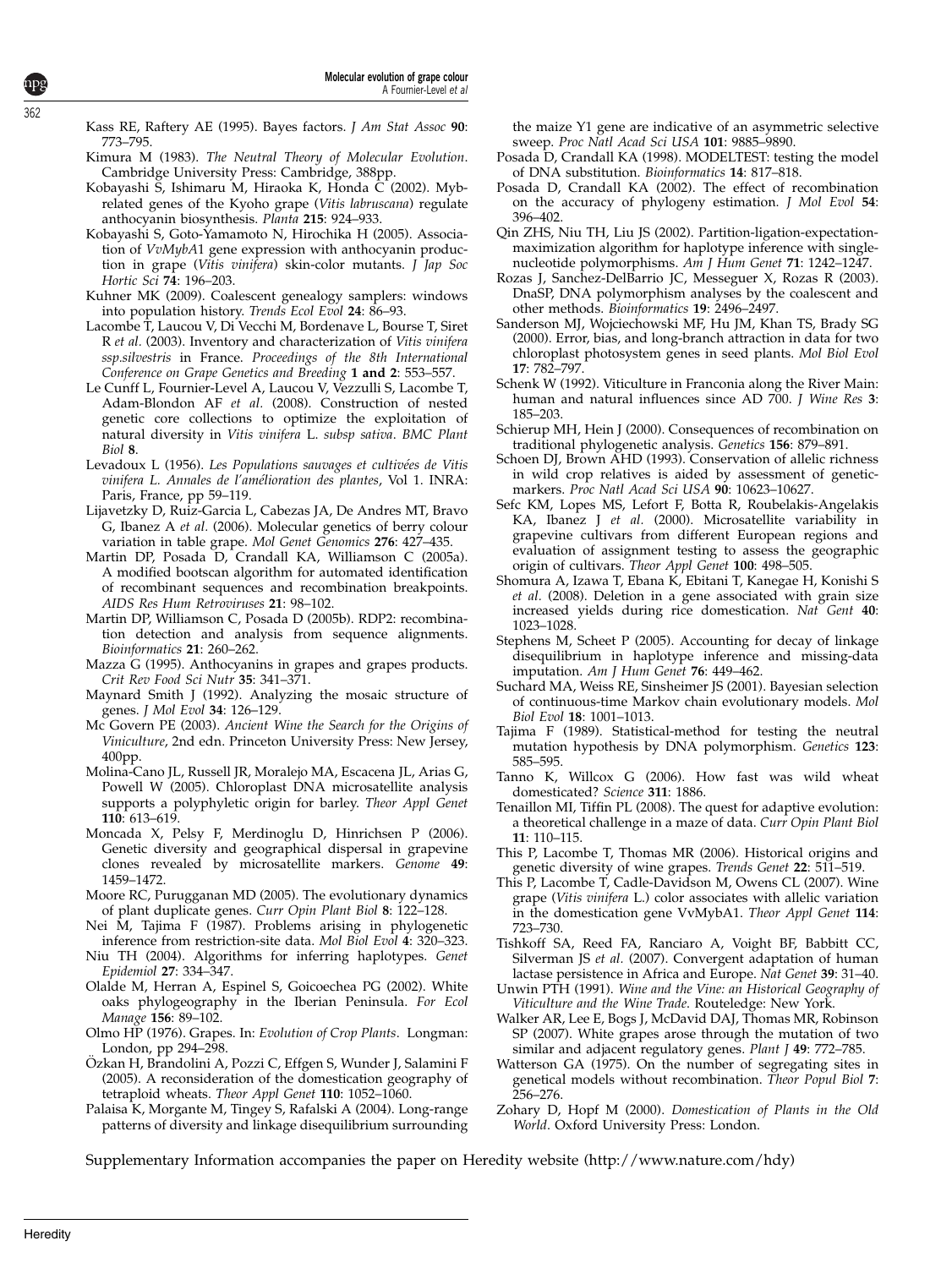Kass RE, Raftery AE (1995). Bayes factors. *J Am Stat Assoc* **90**: 773–795.

Kimura M (1983). *The Neutral Theory of Molecular Evolution*. Cambridge University Press: Cambridge, 388pp.

Kobayashi S, Ishimaru M, Hiraoka K, Honda C (2002). Myb-related genes of the Kyoho grape (*Vitis labruscana*) regulate anthocyanin biosynthesis. *Planta* **215**: 924–933.

Kobayashi S, Goto-Yamamoto N, Hirochika H (2005). Association of *VvMybA1* gene expression with anthocyanin production in grape (*Vitis vinifera*) skin-color mutants. *J Jap Soc Hortic Sci* **74**: 196–203.

Kuhner MK (2009). Coalescent genealogy samplers: windows into population history. *Trends Ecol Evol* **24**: 86–93.

Lacombe T, Laucou V, Di Vecchi M, Bordenave L, Bourse T, Siret R *et al*. (2003). Inventory and characterization of *Vitis vinifera ssp.silvestris* in France. *Proceedings of the 8th International Conference on Grape Genetics and Breeding* **1 and 2**: 553–557.

Le Cunff L, Fournier-Level A, Laucou V, Vezzulli S, Lacombe T, Adam-Blondon AF *et al*. (2008). Construction of nested genetic core collections to optimize the exploitation of natural diversity in *Vitis vinifera* L. *subsp sativa*. *BMC Plant Biol* **8**.

Levadoux L (1956). *Les Populations sauvages et cultivées de Vitis vinifera L. Annales de l'amélioration des plantes*, Vol 1. INRA: Paris, France, pp 59–119.

Lijavetzky D, Ruiz-Garcia L, Cabezas JA, De Andres MT, Bravo G, Ibanez A *et al*. (2006). Molecular genetics of berry colour variation in table grape. *Mol Genet Genomics* **276**: 427–435.

Martin DP, Posada D, Crandall KA, Williamson C (2005a). A modified bootscan algorithm for automated identification of recombinant sequences and recombination breakpoints. *AIDS Res Hum Retroviruses* **21**: 98–102.

Martin DP, Williamson C, Posada D (2005b). RDP2: recombination detection and analysis from sequence alignments. *Bioinformatics* **21**: 260–262.

Mazza G (1995). Anthocyanins in grapes and grapes products. *Crit Rev Food Sci Nutr* **35**: 341–371.

Maynard Smith J (1992). Analyzing the mosaic structure of genes. *J Mol Evol* **34**: 126–129.

Mc Govern PE (2003). *Ancient Wine the Search for the Origins of Viniculture*, 2nd edn. Princeton University Press: New Jersey, 400pp.

Molina-Cano JL, Russell JR, Moralejo MA, Escacena JL, Arias G, Powell W (2005). Chloroplast DNA microsatellite analysis supports a polyphyletic origin for barley. *Theor Appl Genet* **110**: 613–619.

Moncada X, Pelsy F, Merdinoglu D, Hinrichsen P (2006). Genetic diversity and geographical dispersal in grapevine clones revealed by microsatellite markers. *Genome* **49**: 1459–1472.

Moore RC, Purugganan MD (2005). The evolutionary dynamics of plant duplicate genes. *Curr Opin Plant Biol* **8**: 122–128.

Nei M, Tajima F (1987). Problems arising in phylogenetic inference from restriction-site data. *Mol Biol Evol* **4**: 320–323.

Niu TH (2004). Algorithms for inferring haplotypes. *Genet Epidemiol* **27**: 334–347.

Olalde M, Herran A, Espinel S, Goicoechea PG (2002). White oaks phylogeography in the Iberian Peninsula. *For Ecol Manage* **156**: 89–102.

Olmo HP (1976). Grapes. In: *Evolution of Crop Plants*. Longman: London, pp 294–298.

Özkan H, Brandolini A, Pozzi C, Effgen S, Wunder J, Salamini F (2005). A reconsideration of the domestication geography of tetraploid wheats. *Theor Appl Genet* **110**: 1052–1060.

Palaisa K, Morgante M, Tingey S, Rafalski A (2004). Long-range patterns of diversity and linkage disequilibrium surrounding the maize Y1 gene are indicative of an asymmetric selective sweep. *Proc Natl Acad Sci USA* **101**: 9885–9890.

Posada D, Crandall KA (1998). MODELTEST: testing the model of DNA substitution. *Bioinformatics* **14**: 817–818.

Posada D, Crandall KA (2002). The effect of recombination on the accuracy of phylogeny estimation. *J Mol Evol* **54**: 396–402.

Qin ZHS, Niu TH, Liu JS (2002). Partition-ligation-expectation-maximization algorithm for haplotype inference with single-nucleotide polymorphisms. *Am J Hum Genet* **71**: 1242–1247.

Rozas J, Sanchez-DelBarrio JC, Messeguer X, Rozas R (2003). DnaSP, DNA polymorphism analyses by the coalescent and other methods. *Bioinformatics* **19**: 2496–2497.

Sanderson MJ, Wojciechowski MF, Hu JM, Khan TS, Brady SG (2000). Error, bias, and long-branch attraction in data for two chloroplast photosystem genes in seed plants. *Mol Biol Evol* **17**: 782–797.

Schenk W (1992). Viticulture in Franconia along the River Main: human and natural influences since AD 700. *J Wine Res* **3**: 185–203.

Schierup MH, Hein J (2000). Consequences of recombination on traditional phylogenetic analysis. *Genetics* **156**: 879–891.

Schoen DJ, Brown AHD (1993). Conservation of allelic richness in wild crop relatives is aided by assessment of genetic-markers. *Proc Natl Acad Sci USA* **90**: 10623–10627.

Sefc KM, Lopes MS, Lefort F, Botta R, Roubelakis-Angelakis KA, Ibanez J *et al*. (2000). Microsatellite variability in grapevine cultivars from different European regions and evaluation of assignment testing to assess the geographic origin of cultivars. *Theor Appl Genet* **100**: 498–505.

Shomura A, Izawa T, Ebana K, Ebitani T, Kanegae H, Konishi S *et al*. (2008). Deletion in a gene associated with grain size increased yields during rice domestication. *Nat Gent* **40**: 1023–1028.

Stephens M, Scheet P (2005). Accounting for decay of linkage disequilibrium in haplotype inference and missing-data imputation. *Am J Hum Genet* **76**: 449–462.

Suchard MA, Weiss RE, Sinsheimer JS (2001). Bayesian selection of continuous-time Markov chain evolutionary models. *Mol Biol Evol* **18**: 1001–1013.

Tajima F (1989). Statistical-method for testing the neutral mutation hypothesis by DNA polymorphism. *Genetics* **123**: 585–595.

Tanno K, Willcox G (2006). How fast was wild wheat domesticated? *Science* **311**: 1886.

Tenaillon MI, Tiffin PL (2008). The quest for adaptive evolution: a theoretical challenge in a maze of data. *Curr Opin Plant Biol* **11**: 110–115.

This P, Lacombe T, Thomas MR (2006). Historical origins and genetic diversity of wine grapes. *Trends Genet* **22**: 511–519.

This P, Lacombe T, Cadle-Davidson M, Owens CL (2007). Wine grape (*Vitis vinifera* L.) color associates with allelic variation in the domestication gene VvMybA1. *Theor Appl Genet* **114**: 723–730.

Tishkoff SA, Reed FA, Ranciaro A, Voight BF, Babbitt CC, Silverman JS *et al*. (2007). Convergent adaptation of human lactase persistence in Africa and Europe. *Nat Genet* **39**: 31–40.

Unwin PTH (1991). *Wine and the Vine: an Historical Geography of Viticulture and the Wine Trade*. Routeledge: New York.

Walker AR, Lee E, Bogs J, McDavid DAJ, Thomas MR, Robinson SP (2007). White grapes arose through the mutation of two similar and adjacent regulatory genes. *Plant J* **49**: 772–785.

Watterson GA (1975). On the number of segregating sites in genetical models without recombination. *Theor Popul Biol* **7**: 256–276.

Zohary D, Hopf M (2000). *Domestication of Plants in the Old World*. Oxford University Press: London.

Supplementary Information accompanies the paper on Heredity website (http://www.nature.com/hdy)